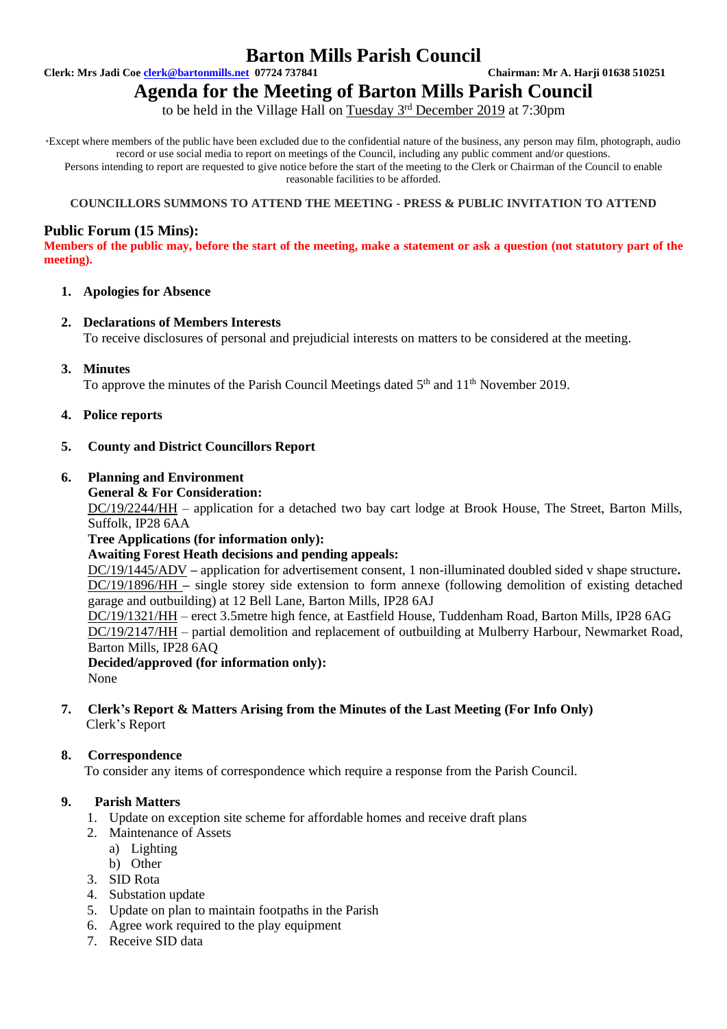# Barton Mills Parish Council

**Clerk: Mrs Jadi Coe clerk@bartonmills.net 07724 737841** **Chairman: Mr A. Harji 01638 510251**

# Agenda for the Meeting of Barton Mills Parish Council

to be held in the Village Hall on Tuesday 3rd December 2019 at 7:30pm

*Except where members of the public have been excluded due to the confidential nature of the business, any person may film, photograph, audio record or use social media to report on meetings of the Council, including any public comment and/or questions.
Persons intending to report are requested to give notice before the start of the meeting to the Clerk or Chairman of the Council to enable reasonable facilities to be afforded.

**COUNCILLORS SUMMONS TO ATTEND THE MEETING - PRESS & PUBLIC INVITATION TO ATTEND**

## Public Forum (15 Mins):

**Members of the public may, before the start of the meeting, make a statement or ask a question (not statutory part of the meeting).**

1. **Apologies for Absence**

2. **Declarations of Members Interests**
   To receive disclosures of personal and prejudicial interests on matters to be considered at the meeting.

3. **Minutes**
   To approve the minutes of the Parish Council Meetings dated 5th and 11th November 2019.

4. **Police reports**

5. **County and District Councillors Report**

6. **Planning and Environment**
   **General & For Consideration:**
   DC/19/2244/HH – application for a detached two bay cart lodge at Brook House, The Street, Barton Mills, Suffolk, IP28 6AA
   **Tree Applications (for information only):**
   **Awaiting Forest Heath decisions and pending appeals:**
   DC/19/1445/ADV – application for advertisement consent, 1 non-illuminated doubled sided v shape structure.
   DC/19/1896/HH – single storey side extension to form annexe (following demolition of existing detached garage and outbuilding) at 12 Bell Lane, Barton Mills, IP28 6AJ
   DC/19/1321/HH – erect 3.5metre high fence, at Eastfield House, Tuddenham Road, Barton Mills, IP28 6AG
   DC/19/2147/HH – partial demolition and replacement of outbuilding at Mulberry Harbour, Newmarket Road, Barton Mills, IP28 6AQ
   **Decided/approved (for information only):**
   None

7. **Clerk's Report & Matters Arising from the Minutes of the Last Meeting (For Info Only)**
   Clerk's Report

8. **Correspondence**
   To consider any items of correspondence which require a response from the Parish Council.

9. **Parish Matters**
   1. Update on exception site scheme for affordable homes and receive draft plans
   2. Maintenance of Assets
      a) Lighting
      b) Other
   3. SID Rota
   4. Substation update
   5. Update on plan to maintain footpaths in the Parish
   6. Agree work required to the play equipment
   7. Receive SID data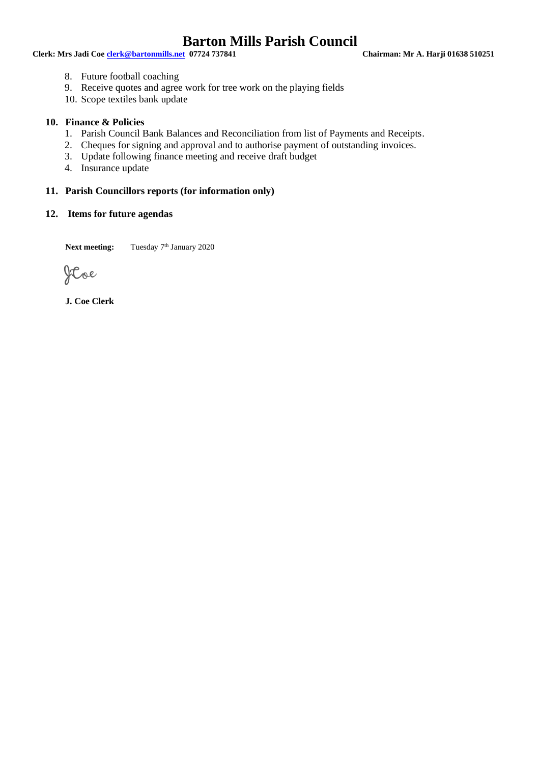8. Future football coaching
9. Receive quotes and agree work for tree work on the playing fields
10. Scope textiles bank update

**10. Finance & Policies**

1. Parish Council Bank Balances and Reconciliation from list of Payments and Receipts.
2. Cheques for signing and approval and to authorise payment of outstanding invoices.
3. Update following finance meeting and receive draft budget
4. Insurance update

**11. Parish Councillors reports (for information only)**

**12. Items for future agendas**

**Next meeting:** Tuesday 7th January 2020

JCoe

**J. Coe Clerk**